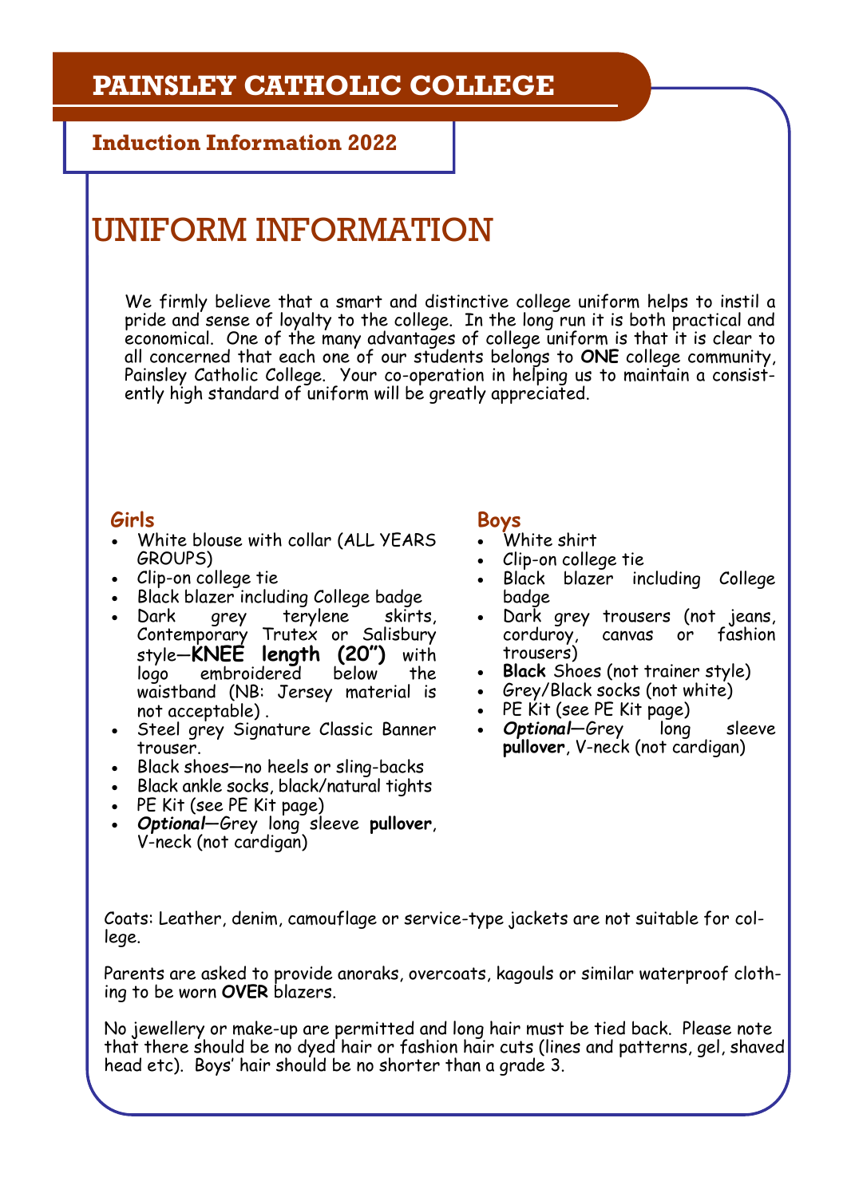# PAINSLEY CATHOLIC COLLEGE

## Induction Information 2022

# UNIFORM INFORMATION

We firmly believe that a smart and distinctive college uniform helps to instil a pride and sense of loyalty to the college. In the long run it is both practical and economical. One of the many advantages of college uniform is that it is clear to all concerned that each one of our students belongs to **ONE** college community, Painsley Catholic College. Your co-operation in helping us to maintain a consistently high standard of uniform will be greatly appreciated.

### Girls

- White blouse with collar (ALL YEARS GROUPS)
- Clip-on college tie
- Black blazer including College badge
- Dark grey terylene skirts, Contemporary Trutex or Salisbury style—**KNEE length (20")** with logo embroidered below the waistband (NB: Jersey material is not acceptable) .
- Steel grey Signature Classic Banner trouser.
- Black shoes—no heels or sling-backs
- Black ankle socks, black/natural tights
- PE Kit (see PE Kit page)
- ***Optional***—Grey long sleeve **pullover**, V-neck (not cardigan)

### Boys

- White shirt
- Clip-on college tie
- Black blazer including College badge
- Dark grey trousers (not jeans, corduroy, canvas or fashion trousers)
- **Black** Shoes (not trainer style)
- Grey/Black socks (not white)
- PE Kit (see PE Kit page)
- ***Optional***—Grey long sleeve **pullover**, V-neck (not cardigan)

Coats: Leather, denim, camouflage or service-type jackets are not suitable for college.

Parents are asked to provide anoraks, overcoats, kagouls or similar waterproof clothing to be worn **OVER** blazers.

No jewellery or make-up are permitted and long hair must be tied back. Please note that there should be no dyed hair or fashion hair cuts (lines and patterns, gel, shaved head etc). Boys' hair should be no shorter than a grade 3.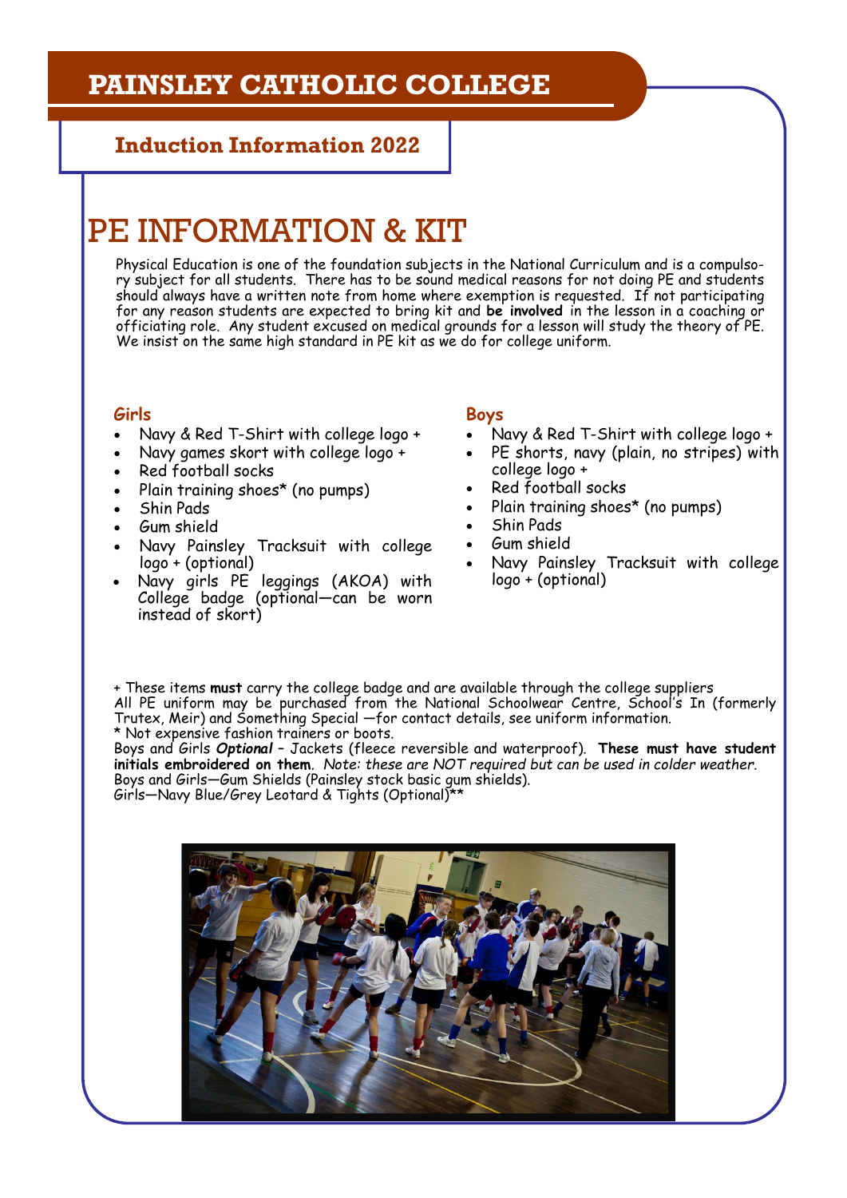# PAINSLEY CATHOLIC COLLEGE

## Induction Information 2022

# PE INFORMATION & KIT

Physical Education is one of the foundation subjects in the National Curriculum and is a compulsory subject for all students. There has to be sound medical reasons for not doing PE and students should always have a written note from home where exemption is requested. If not participating for any reason students are expected to bring kit and **be involved** in the lesson in a coaching or officiating role. Any student excused on medical grounds for a lesson will study the theory of PE. We insist on the same high standard in PE kit as we do for college uniform.

### Girls

- Navy & Red T-Shirt with college logo +
- Navy games skort with college logo +
- Red football socks
- Plain training shoes* (no pumps)
- Shin Pads
- Gum shield
- Navy Painsley Tracksuit with college logo + (optional)
- Navy girls PE leggings (AKOA) with College badge (optional—can be worn instead of skort)

### Boys

- Navy & Red T-Shirt with college logo +
- PE shorts, navy (plain, no stripes) with college logo +
- Red football socks
- Plain training shoes* (no pumps)
- Shin Pads
- Gum shield
- Navy Painsley Tracksuit with college logo + (optional)

+ These items **must** carry the college badge and are available through the college suppliers
All PE uniform may be purchased from the National Schoolwear Centre, School's In (formerly Trutex, Meir) and Something Special —for contact details, see uniform information.
* Not expensive fashion trainers or boots.
Boys and Girls ***Optional*** – Jackets (fleece reversible and waterproof). **These must have student initials embroidered on them**. *Note: these are NOT required but can be used in colder weather.*
Boys and Girls—Gum Shields (Painsley stock basic gum shields).
Girls—Navy Blue/Grey Leotard & Tights (Optional)**